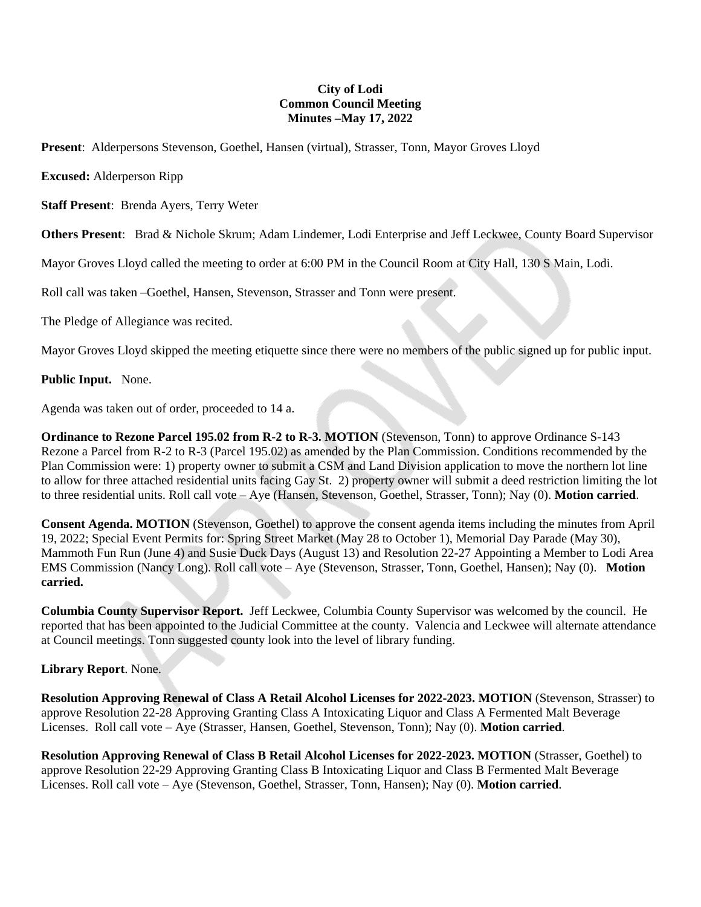**City of Lodi**
**Common Council Meeting**
**Minutes –May 17, 2022**

**Present**: Alderpersons Stevenson, Goethel, Hansen (virtual), Strasser, Tonn, Mayor Groves Lloyd

**Excused:** Alderperson Ripp

**Staff Present**: Brenda Ayers, Terry Weter

**Others Present**: Brad & Nichole Skrum; Adam Lindemer, Lodi Enterprise and Jeff Leckwee, County Board Supervisor

Mayor Groves Lloyd called the meeting to order at 6:00 PM in the Council Room at City Hall, 130 S Main, Lodi.

Roll call was taken –Goethel, Hansen, Stevenson, Strasser and Tonn were present.

The Pledge of Allegiance was recited.

Mayor Groves Lloyd skipped the meeting etiquette since there were no members of the public signed up for public input.

**Public Input.** None.

Agenda was taken out of order, proceeded to 14 a.

**Ordinance to Rezone Parcel 195.02 from R-2 to R-3. MOTION** (Stevenson, Tonn) to approve Ordinance S-143 Rezone a Parcel from R-2 to R-3 (Parcel 195.02) as amended by the Plan Commission. Conditions recommended by the Plan Commission were: 1) property owner to submit a CSM and Land Division application to move the northern lot line to allow for three attached residential units facing Gay St. 2) property owner will submit a deed restriction limiting the lot to three residential units. Roll call vote – Aye (Hansen, Stevenson, Goethel, Strasser, Tonn); Nay (0). **Motion carried**.

**Consent Agenda. MOTION** (Stevenson, Goethel) to approve the consent agenda items including the minutes from April 19, 2022; Special Event Permits for: Spring Street Market (May 28 to October 1), Memorial Day Parade (May 30), Mammoth Fun Run (June 4) and Susie Duck Days (August 13) and Resolution 22-27 Appointing a Member to Lodi Area EMS Commission (Nancy Long). Roll call vote – Aye (Stevenson, Strasser, Tonn, Goethel, Hansen); Nay (0). **Motion carried.**

**Columbia County Supervisor Report.** Jeff Leckwee, Columbia County Supervisor was welcomed by the council. He reported that has been appointed to the Judicial Committee at the county. Valencia and Leckwee will alternate attendance at Council meetings. Tonn suggested county look into the level of library funding.

**Library Report**. None.

**Resolution Approving Renewal of Class A Retail Alcohol Licenses for 2022-2023. MOTION** (Stevenson, Strasser) to approve Resolution 22-28 Approving Granting Class A Intoxicating Liquor and Class A Fermented Malt Beverage Licenses. Roll call vote – Aye (Strasser, Hansen, Goethel, Stevenson, Tonn); Nay (0). **Motion carried**.

**Resolution Approving Renewal of Class B Retail Alcohol Licenses for 2022-2023. MOTION** (Strasser, Goethel) to approve Resolution 22-29 Approving Granting Class B Intoxicating Liquor and Class B Fermented Malt Beverage Licenses. Roll call vote – Aye (Stevenson, Goethel, Strasser, Tonn, Hansen); Nay (0). **Motion carried**.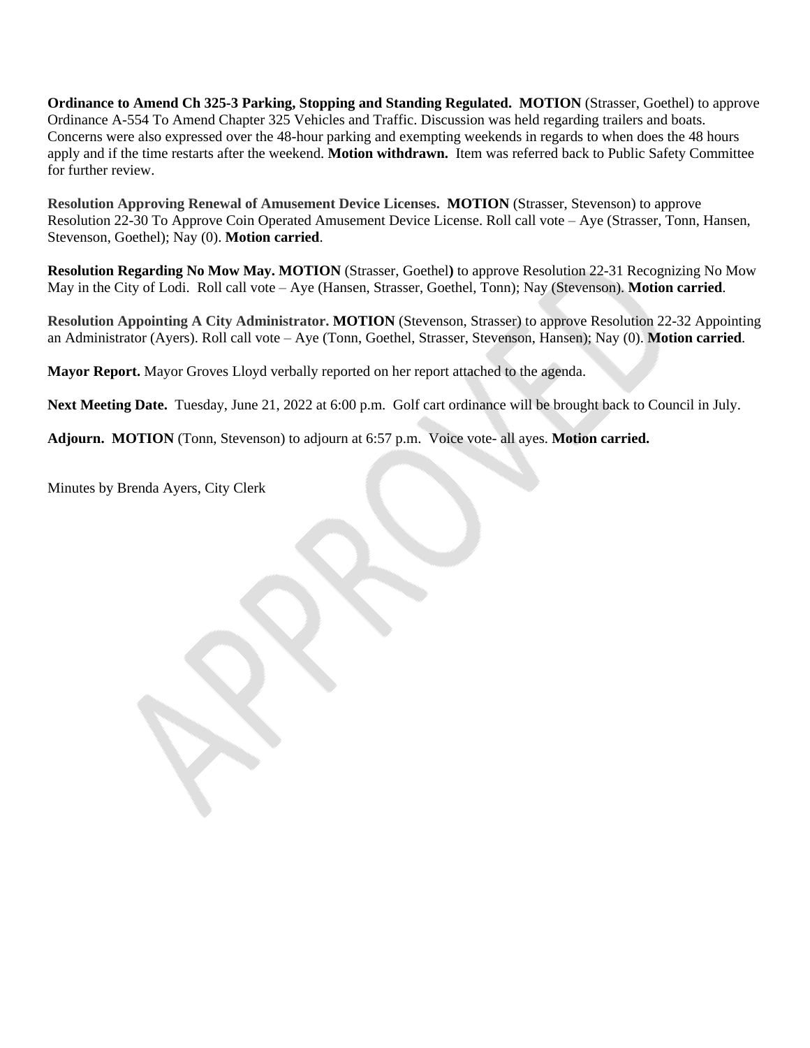**Ordinance to Amend Ch 325-3 Parking, Stopping and Standing Regulated. MOTION** (Strasser, Goethel) to approve Ordinance A-554 To Amend Chapter 325 Vehicles and Traffic. Discussion was held regarding trailers and boats. Concerns were also expressed over the 48-hour parking and exempting weekends in regards to when does the 48 hours apply and if the time restarts after the weekend. **Motion withdrawn.** Item was referred back to Public Safety Committee for further review.

**Resolution Approving Renewal of Amusement Device Licenses. MOTION** (Strasser, Stevenson) to approve Resolution 22-30 To Approve Coin Operated Amusement Device License. Roll call vote – Aye (Strasser, Tonn, Hansen, Stevenson, Goethel); Nay (0). **Motion carried**.

**Resolution Regarding No Mow May. MOTION** (Strasser, Goethel**)** to approve Resolution 22-31 Recognizing No Mow May in the City of Lodi. Roll call vote – Aye (Hansen, Strasser, Goethel, Tonn); Nay (Stevenson). **Motion carried**.

**Resolution Appointing A City Administrator. MOTION** (Stevenson, Strasser) to approve Resolution 22-32 Appointing an Administrator (Ayers). Roll call vote – Aye (Tonn, Goethel, Strasser, Stevenson, Hansen); Nay (0). **Motion carried**.

**Mayor Report.** Mayor Groves Lloyd verbally reported on her report attached to the agenda.

**Next Meeting Date.** Tuesday, June 21, 2022 at 6:00 p.m. Golf cart ordinance will be brought back to Council in July.

**Adjourn. MOTION** (Tonn, Stevenson) to adjourn at 6:57 p.m. Voice vote- all ayes. **Motion carried.**

Minutes by Brenda Ayers, City Clerk